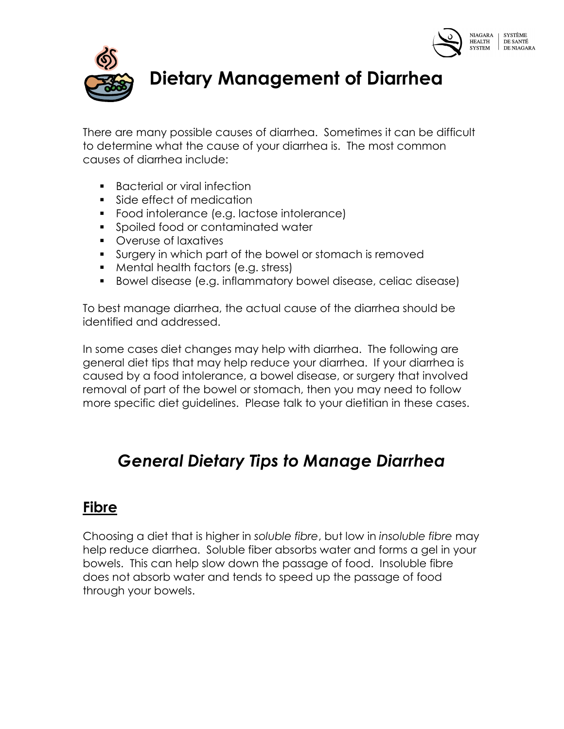# Dietary Management of Diarrhea

There are many possible causes of diarrhea. Sometimes it can be difficult to determine what the cause of your diarrhea is. The most common causes of diarrhea include:

- Bacterial or viral infection
- Side effect of medication
- Food intolerance (e.g. lactose intolerance)
- Spoiled food or contaminated water
- Overuse of laxatives
- Surgery in which part of the bowel or stomach is removed
- Mental health factors (e.g. stress)
- Bowel disease (e.g. inflammatory bowel disease, celiac disease)

To best manage diarrhea, the actual cause of the diarrhea should be identified and addressed.

In some cases diet changes may help with diarrhea. The following are general diet tips that may help reduce your diarrhea. If your diarrhea is caused by a food intolerance, a bowel disease, or surgery that involved removal of part of the bowel or stomach, then you may need to follow more specific diet guidelines. Please talk to your dietitian in these cases.

## *General Dietary Tips to Manage Diarrhea*

### Fibre

Choosing a diet that is higher in *soluble fibre*, but low in *insoluble fibre* may help reduce diarrhea. Soluble fiber absorbs water and forms a gel in your bowels. This can help slow down the passage of food. Insoluble fibre does not absorb water and tends to speed up the passage of food through your bowels.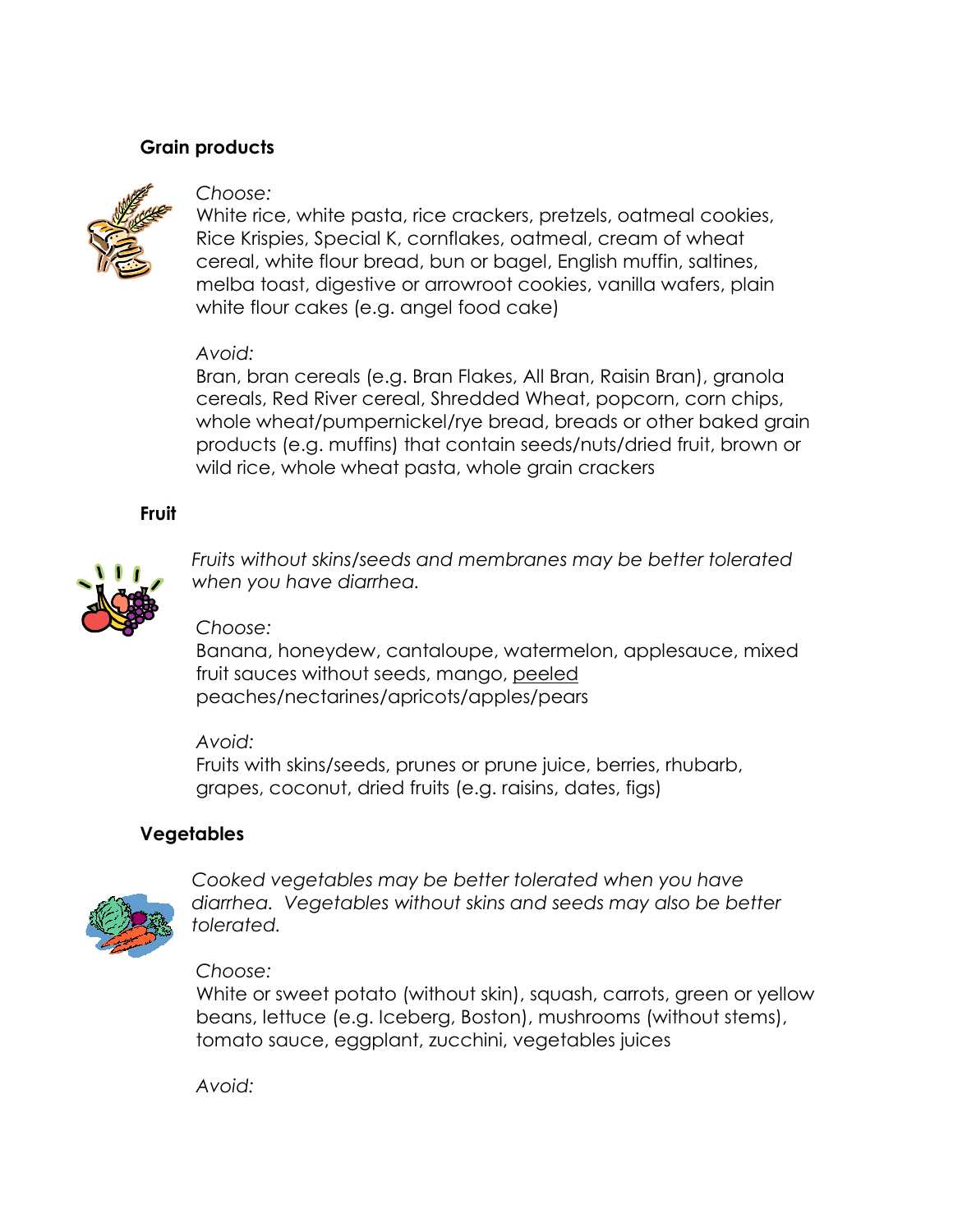### Grain products

*Choose:*
White rice, white pasta, rice crackers, pretzels, oatmeal cookies, Rice Krispies, Special K, cornflakes, oatmeal, cream of wheat cereal, white flour bread, bun or bagel, English muffin, saltines, melba toast, digestive or arrowroot cookies, vanilla wafers, plain white flour cakes (e.g. angel food cake)

*Avoid:*
Bran, bran cereals (e.g. Bran Flakes, All Bran, Raisin Bran), granola cereals, Red River cereal, Shredded Wheat, popcorn, corn chips, whole wheat/pumpernickel/rye bread, breads or other baked grain products (e.g. muffins) that contain seeds/nuts/dried fruit, brown or wild rice, whole wheat pasta, whole grain crackers

### Fruit

*Fruits without skins/seeds and membranes may be better tolerated when you have diarrhea.*

*Choose:*
Banana, honeydew, cantaloupe, watermelon, applesauce, mixed fruit sauces without seeds, mango, <u>peeled</u> peaches/nectarines/apricots/apples/pears

*Avoid:*
Fruits with skins/seeds, prunes or prune juice, berries, rhubarb, grapes, coconut, dried fruits (e.g. raisins, dates, figs)

### Vegetables

*Cooked vegetables may be better tolerated when you have diarrhea. Vegetables without skins and seeds may also be better tolerated.*

*Choose:*
White or sweet potato (without skin), squash, carrots, green or yellow beans, lettuce (e.g. Iceberg, Boston), mushrooms (without stems), tomato sauce, eggplant, zucchini, vegetables juices

*Avoid:*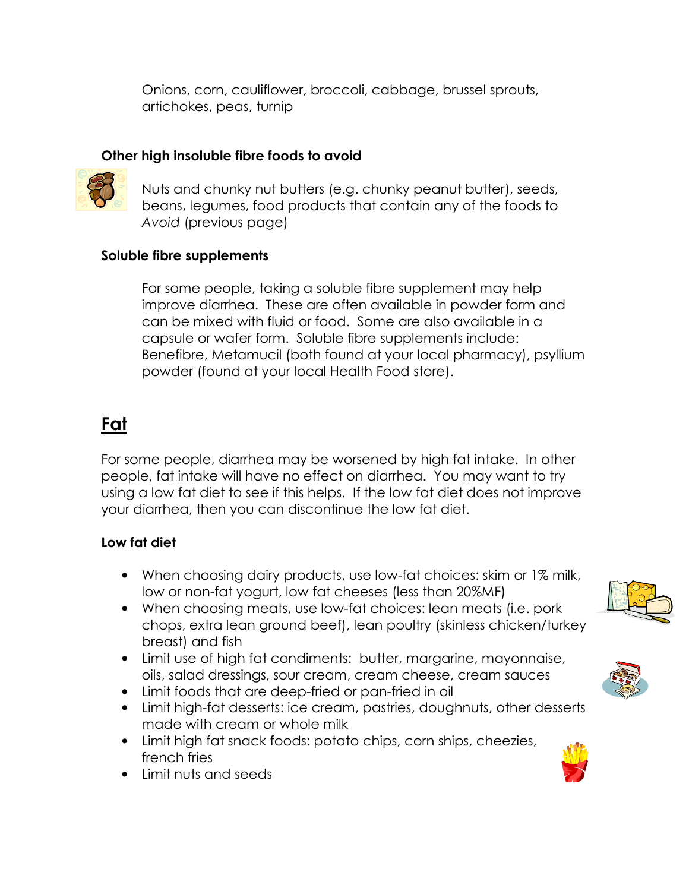Onions, corn, cauliflower, broccoli, cabbage, brussel sprouts, artichokes, peas, turnip

**Other high insoluble fibre foods to avoid**

Nuts and chunky nut butters (e.g. chunky peanut butter), seeds, beans, legumes, food products that contain any of the foods to *Avoid* (previous page)

**Soluble fibre supplements**

For some people, taking a soluble fibre supplement may help improve diarrhea. These are often available in powder form and can be mixed with fluid or food. Some are also available in a capsule or wafer form. Soluble fibre supplements include: Benefibre, Metamucil (both found at your local pharmacy), psyllium powder (found at your local Health Food store).

## Fat

For some people, diarrhea may be worsened by high fat intake. In other people, fat intake will have no effect on diarrhea. You may want to try using a low fat diet to see if this helps. If the low fat diet does not improve your diarrhea, then you can discontinue the low fat diet.

**Low fat diet**

- When choosing dairy products, use low-fat choices: skim or 1% milk, low or non-fat yogurt, low fat cheeses (less than 20%MF)
- When choosing meats, use low-fat choices: lean meats (i.e. pork chops, extra lean ground beef), lean poultry (skinless chicken/turkey breast) and fish
- Limit use of high fat condiments: butter, margarine, mayonnaise, oils, salad dressings, sour cream, cream cheese, cream sauces
- Limit foods that are deep-fried or pan-fried in oil
- Limit high-fat desserts: ice cream, pastries, doughnuts, other desserts made with cream or whole milk
- Limit high fat snack foods: potato chips, corn ships, cheezies, french fries
- Limit nuts and seeds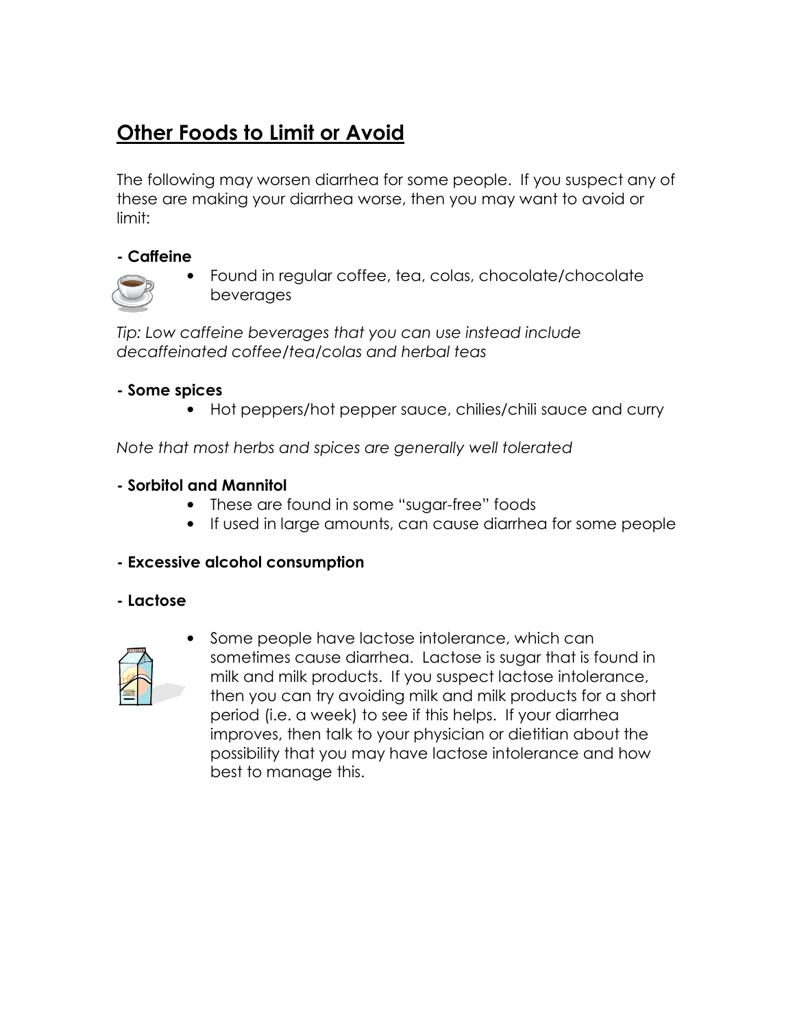## Other Foods to Limit or Avoid

The following may worsen diarrhea for some people. If you suspect any of these are making your diarrhea worse, then you may want to avoid or limit:

**- Caffeine**

- Found in regular coffee, tea, colas, chocolate/chocolate beverages

*Tip: Low caffeine beverages that you can use instead include decaffeinated coffee/tea/colas and herbal teas*

**- Some spices**

- Hot peppers/hot pepper sauce, chilies/chili sauce and curry

*Note that most herbs and spices are generally well tolerated*

**- Sorbitol and Mannitol**

- These are found in some "sugar-free" foods
- If used in large amounts, can cause diarrhea for some people

**- Excessive alcohol consumption**

**- Lactose**

- Some people have lactose intolerance, which can sometimes cause diarrhea. Lactose is sugar that is found in milk and milk products. If you suspect lactose intolerance, then you can try avoiding milk and milk products for a short period (i.e. a week) to see if this helps. If your diarrhea improves, then talk to your physician or dietitian about the possibility that you may have lactose intolerance and how best to manage this.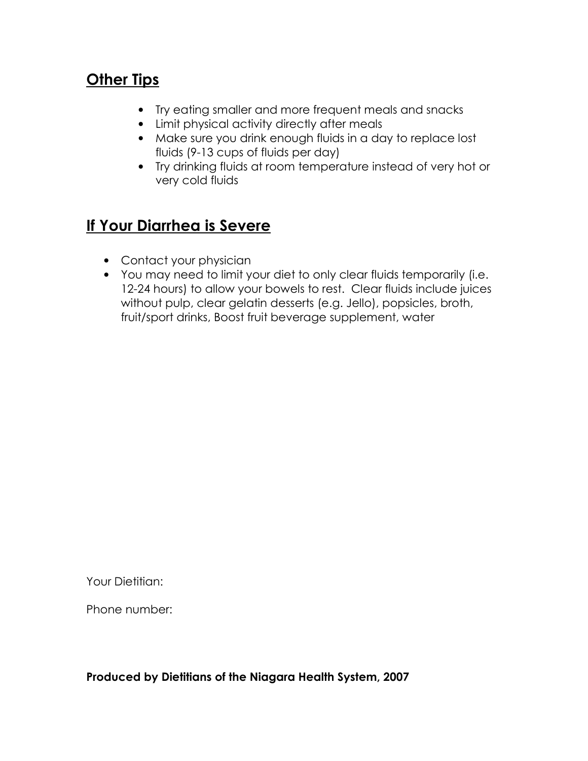## Other Tips

- Try eating smaller and more frequent meals and snacks
- Limit physical activity directly after meals
- Make sure you drink enough fluids in a day to replace lost fluids (9-13 cups of fluids per day)
- Try drinking fluids at room temperature instead of very hot or very cold fluids

## If Your Diarrhea is Severe

- Contact your physician
- You may need to limit your diet to only clear fluids temporarily (i.e. 12-24 hours) to allow your bowels to rest. Clear fluids include juices without pulp, clear gelatin desserts (e.g. Jello), popsicles, broth, fruit/sport drinks, Boost fruit beverage supplement, water

Your Dietitian:

Phone number:

**Produced by Dietitians of the Niagara Health System, 2007**